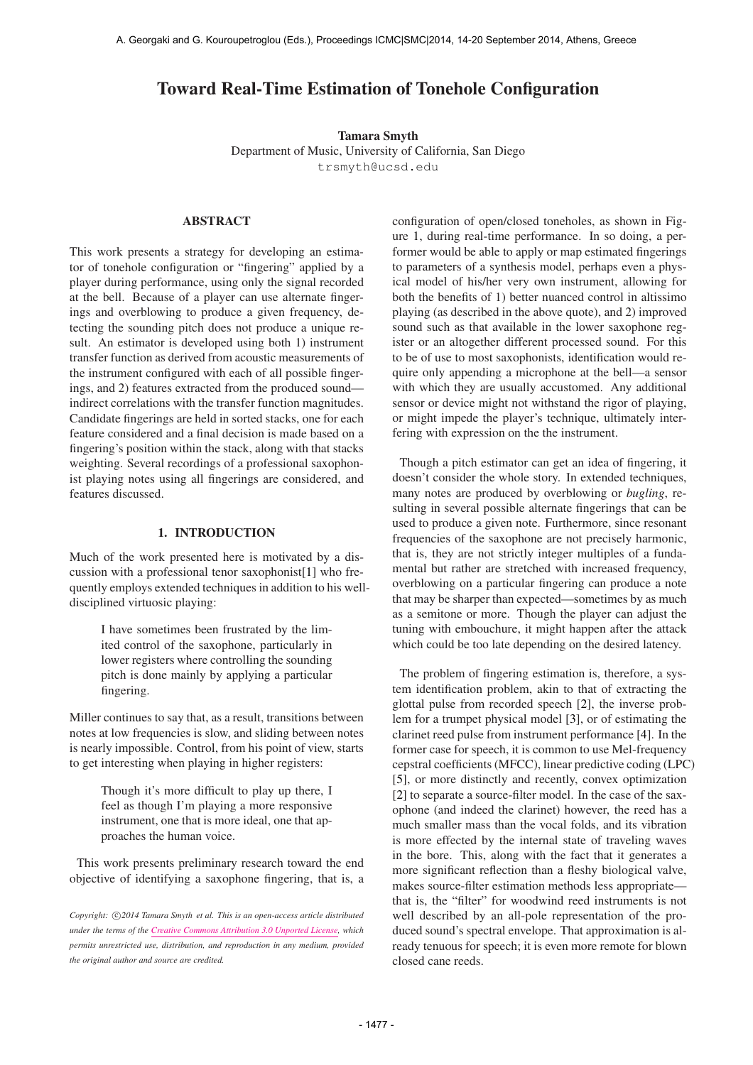# Toward Real-Time Estimation of Tonehole Configuration

**Tamara Smyth**
Department of Music, University of California, San Diego
trsmyth@ucsd.edu

## ABSTRACT

This work presents a strategy for developing an estimator of tonehole configuration or "fingering" applied by a player during performance, using only the signal recorded at the bell. Because of a player can use alternate fingerings and overblowing to produce a given frequency, detecting the sounding pitch does not produce a unique result. An estimator is developed using both 1) instrument transfer function as derived from acoustic measurements of the instrument configured with each of all possible fingerings, and 2) features extracted from the produced sound—indirect correlations with the transfer function magnitudes. Candidate fingerings are held in sorted stacks, one for each feature considered and a final decision is made based on a fingering's position within the stack, along with that stacks weighting. Several recordings of a professional saxophonist playing notes using all fingerings are considered, and features discussed.

## 1. INTRODUCTION

Much of the work presented here is motivated by a discussion with a professional tenor saxophonist[1] who frequently employs extended techniques in addition to his well-disciplined virtuosic playing:

> I have sometimes been frustrated by the limited control of the saxophone, particularly in lower registers where controlling the sounding pitch is done mainly by applying a particular fingering.

Miller continues to say that, as a result, transitions between notes at low frequencies is slow, and sliding between notes is nearly impossible. Control, from his point of view, starts to get interesting when playing in higher registers:

> Though it's more difficult to play up there, I feel as though I'm playing a more responsive instrument, one that is more ideal, one that approaches the human voice.

This work presents preliminary research toward the end objective of identifying a saxophone fingering, that is, a configuration of open/closed toneholes, as shown in Figure 1, during real-time performance. In so doing, a performer would be able to apply or map estimated fingerings to parameters of a synthesis model, perhaps even a physical model of his/her very own instrument, allowing for both the benefits of 1) better nuanced control in altissimo playing (as described in the above quote), and 2) improved sound such as that available in the lower saxophone register or an altogether different processed sound. For this to be of use to most saxophonists, identification would require only appending a microphone at the bell—a sensor with which they are usually accustomed. Any additional sensor or device might not withstand the rigor of playing, or might impede the player's technique, ultimately interfering with expression on the the instrument.

Though a pitch estimator can get an idea of fingering, it doesn't consider the whole story. In extended techniques, many notes are produced by overblowing or *bugling*, resulting in several possible alternate fingerings that can be used to produce a given note. Furthermore, since resonant frequencies of the saxophone are not precisely harmonic, that is, they are not strictly integer multiples of a fundamental but rather are stretched with increased frequency, overblowing on a particular fingering can produce a note that may be sharper than expected—sometimes by as much as a semitone or more. Though the player can adjust the tuning with embouchure, it might happen after the attack which could be too late depending on the desired latency.

The problem of fingering estimation is, therefore, a system identification problem, akin to that of extracting the glottal pulse from recorded speech [2], the inverse problem for a trumpet physical model [3], or of estimating the clarinet reed pulse from instrument performance [4]. In the former case for speech, it is common to use Mel-frequency cepstral coefficients (MFCC), linear predictive coding (LPC) [5], or more distinctly and recently, convex optimization [2] to separate a source-filter model. In the case of the saxophone (and indeed the clarinet) however, the reed has a much smaller mass than the vocal folds, and its vibration is more effected by the internal state of traveling waves in the bore. This, along with the fact that it generates a more significant reflection than a fleshy biological valve, makes source-filter estimation methods less appropriate—that is, the "filter" for woodwind reed instruments is not well described by an all-pole representation of the produced sound's spectral envelope. That approximation is already tenuous for speech; it is even more remote for blown closed cane reeds.

*Copyright: ©2014 Tamara Smyth et al. This is an open-access article distributed under the terms of the Creative Commons Attribution 3.0 Unported License, which permits unrestricted use, distribution, and reproduction in any medium, provided the original author and source are credited.*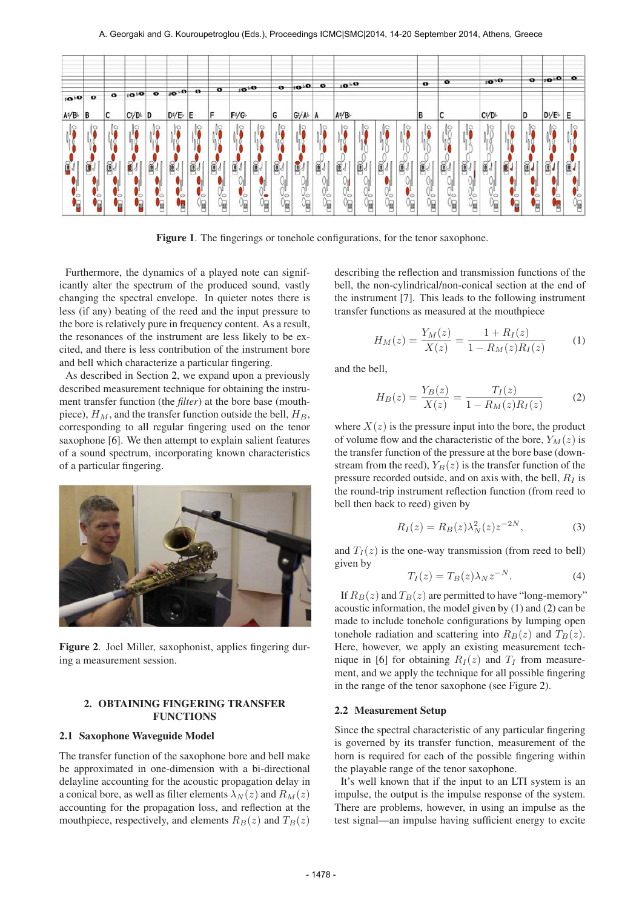Figure 1. The fingerings or tonehole configurations, for the tenor saxophone.

Furthermore, the dynamics of a played note can significantly alter the spectrum of the produced sound, vastly changing the spectral envelope. In quieter notes there is less (if any) beating of the reed and the input pressure to the bore is relatively pure in frequency content. As a result, the resonances of the instrument are less likely to be excited, and there is less contribution of the instrument bore and bell which characterize a particular fingering.

As described in Section 2, we expand upon a previously described measurement technique for obtaining the instrument transfer function (the *filter*) at the bore base (mouthpiece), $H_M$, and the transfer function outside the bell, $H_B$, corresponding to all regular fingering used on the tenor saxophone [6]. We then attempt to explain salient features of a sound spectrum, incorporating known characteristics of a particular fingering.

Figure 2. Joel Miller, saxophonist, applies fingering during a measurement session.

## 2. OBTAINING FINGERING TRANSFER FUNCTIONS

### 2.1 Saxophone Waveguide Model

The transfer function of the saxophone bore and bell make be approximated in one-dimension with a bi-directional delayline accounting for the acoustic propagation delay in a conical bore, as well as filter elements $\lambda_N(z)$ and $R_M(z)$ accounting for the propagation loss, and reflection at the mouthpiece, respectively, and elements $R_B(z)$ and $T_B(z)$ describing the reflection and transmission functions of the bell, the non-cylindrical/non-conical section at the end of the instrument [7]. This leads to the following instrument transfer functions as measured at the mouthpiece

$$H_M(z) = \frac{Y_M(z)}{X(z)} = \frac{1 + R_I(z)}{1 - R_M(z)R_I(z)} \quad (1)$$

and the bell,

$$H_B(z) = \frac{Y_B(z)}{X(z)} = \frac{T_I(z)}{1 - R_M(z)R_I(z)} \quad (2)$$

where $X(z)$ is the pressure input into the bore, the product of volume flow and the characteristic of the bore, $Y_M(z)$ is the transfer function of the pressure at the bore base (downstream from the reed), $Y_B(z)$ is the transfer function of the pressure recorded outside, and on axis with, the bell, $R_I$ is the round-trip instrument reflection function (from reed to bell then back to reed) given by

$$R_I(z) = R_B(z)\lambda_N^2(z)z^{-2N}, \quad (3)$$

and $T_I(z)$ is the one-way transmission (from reed to bell) given by

$$T_I(z) = T_B(z)\lambda_N z^{-N}. \quad (4)$$

If $R_B(z)$ and $T_B(z)$ are permitted to have "long-memory" acoustic information, the model given by (1) and (2) can be made to include tonehole configurations by lumping open tonehole radiation and scattering into $R_B(z)$ and $T_B(z)$. Here, however, we apply an existing measurement technique in [6] for obtaining $R_I(z)$ and $T_I$ from measurement, and we apply the technique for all possible fingering in the range of the tenor saxophone (see Figure 2).

### 2.2 Measurement Setup

Since the spectral characteristic of any particular fingering is governed by its transfer function, measurement of the horn is required for each of the possible fingering within the playable range of the tenor saxophone.

It's well known that if the input to an LTI system is an impulse, the output is the impulse response of the system. There are problems, however, in using an impulse as the test signal—an impulse having sufficient energy to excite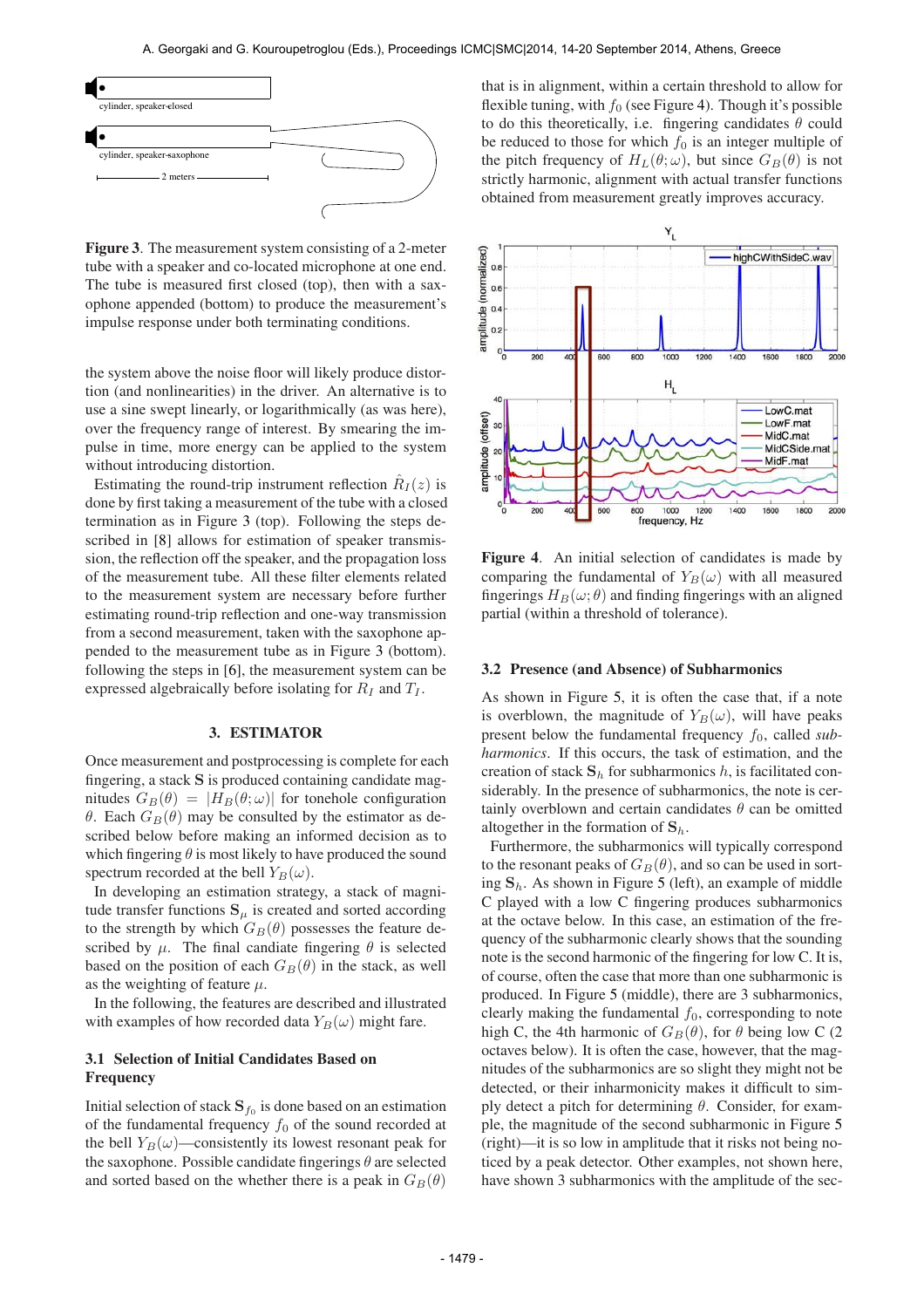Figure 3. The measurement system consisting of a 2-meter tube with a speaker and co-located microphone at one end. The tube is measured first closed (top), then with a saxophone appended (bottom) to produce the measurement's impulse response under both terminating conditions.

the system above the noise floor will likely produce distortion (and nonlinearities) in the driver. An alternative is to use a sine swept linearly, or logarithmically (as was here), over the frequency range of interest. By smearing the impulse in time, more energy can be applied to the system without introducing distortion.

Estimating the round-trip instrument reflection $\hat{R}_I(z)$ is done by first taking a measurement of the tube with a closed termination as in Figure 3 (top). Following the steps described in [8] allows for estimation of speaker transmission, the reflection off the speaker, and the propagation loss of the measurement tube. All these filter elements related to the measurement system are necessary before further estimating round-trip reflection and one-way transmission from a second measurement, taken with the saxophone appended to the measurement tube as in Figure 3 (bottom). following the steps in [6], the measurement system can be expressed algebraically before isolating for $R_I$ and $T_I$.

## 3. ESTIMATOR

Once measurement and postprocessing is complete for each fingering, a stack $\mathbf{S}$ is produced containing candidate magnitudes $G_B(\theta) = |H_B(\theta;\omega)|$ for tonehole configuration $\theta$. Each $G_B(\theta)$ may be consulted by the estimator as described below before making an informed decision as to which fingering $\theta$ is most likely to have produced the sound spectrum recorded at the bell $Y_B(\omega)$.

In developing an estimation strategy, a stack of magnitude transfer functions $\mathbf{S}_\mu$ is created and sorted according to the strength by which $G_B(\theta)$ possesses the feature described by $\mu$. The final candiate fingering $\theta$ is selected based on the position of each $G_B(\theta)$ in the stack, as well as the weighting of $\mu$.

In the following, the features are described and illustrated with examples of how recorded data $Y_B(\omega)$ might fare.

### 3.1 Selection of Initial Candidates Based on Frequency

Initial selection of stack $\mathbf{S}_{f_0}$ is done based on an estimation of the fundamental frequency $f_0$ of the sound recorded at the bell $Y_B(\omega)$—consistently its lowest resonant peak for the saxophone. Possible candidate fingerings $\theta$ are selected and sorted based on the whether there is a peak in $G_B(\theta)$ that is in alignment, within a certain threshold to allow for flexible tuning, with $f_0$ (see Figure 4). Though it's possible to do this theoretically, i.e. fingering candidates $\theta$ could be reduced to those for which $f_0$ is an integer multiple of the pitch frequency of $H_L(\theta;\omega)$, but since $G_B(\theta)$ is not strictly harmonic, alignment with actual transfer functions obtained from measurement greatly improves accuracy.

Figure 4. An initial selection of candidates is made by comparing the fundamental of $Y_B(\omega)$ with all measured fingerings $H_B(\omega;\theta)$ and finding fingerings with an aligned partial (within a threshold of tolerance).

### 3.2 Presence (and Absence) of Subharmonics

As shown in Figure 5, it is often the case that, if a note is overblown, the magnitude of $Y_B(\omega)$, will have peaks present below the fundamental frequency $f_0$, called *subharmonics*. If this occurs, the task of estimation, and the creation of stack $\mathbf{S}_h$ for subharmonics $h$, is facilitated considerably. In the presence of subharmonics, the note is certainly overblown and certain candidates $\theta$ can be omitted altogether in the formation of $\mathbf{S}_h$.

Furthermore, the subharmonics will typically correspond to the resonant peaks of $G_B(\theta)$, and so can be used in sorting $\mathbf{S}_h$. As shown in Figure 5 (left), an example of middle C played with a low C fingering produces subharmonics at the octave below. In this case, an estimation of the frequency of the subharmonic clearly shows that the sounding note is the second harmonic of the fingering for low C. It is, of course, often the case that more than one subharmonic is produced. In Figure 5 (middle), there are 3 subharmonics, clearly making the fundamental $f_0$, corresponding to note high C, the 4th harmonic of $G_B(\theta)$, for $\theta$ being low C (2 octaves below). It is the case, however, that the magnitudes of the subharmonics are so slight they might not be detected, or their inharmonicity makes it difficult to simply detect a pitch for determining $\theta$. Consider, for example, the magnitude of the second subharmonic in Figure 5 (right)—it is so low in amplitude that it risks not being noticed by a peak detector. Other examples, not shown here, have shown 3 subharmonics with the amplitude of the sec-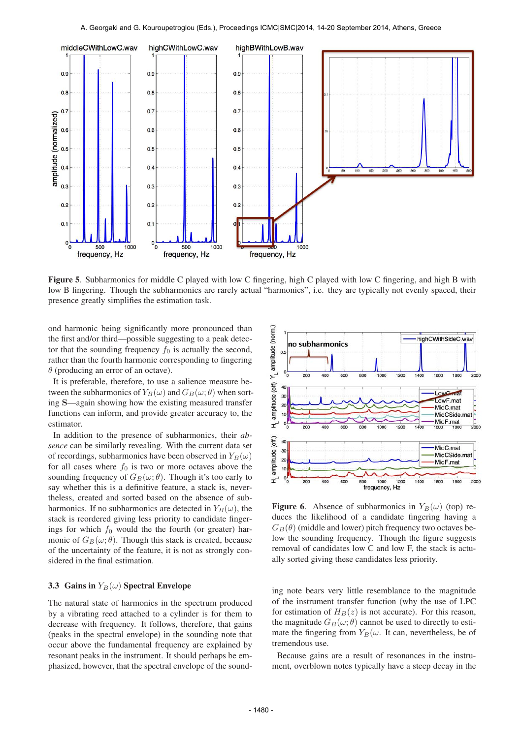**Figure 5**. Subharmonics for middle C played with low C fingering, high C played with low C fingering, and high B with low B fingering. Though the subharmonics are rarely actual "harmonics", i.e. they are typically not evenly spaced, their presence greatly simplifies the estimation task.

ond harmonic being significantly more pronounced than the first and/or third—possible suggesting to a peak detector that the sounding frequency $f_0$ is actually the second, rather than the fourth harmonic corresponding to fingering $\theta$ (producing an error of an octave).

It is preferable, therefore, to use a salience measure between the subharmonics of $Y_B(\omega)$ and $G_B(\omega;\theta)$ when sorting **S**—again showing how the existing measured transfer functions can inform, and provide greater accuracy to, the estimator.

In addition to the presence of subharmonics, their *absence* can be similarly revealing. With the current data set of recordings, subharmonics have been observed in $Y_B(\omega)$ for all cases where $f_0$ is two or more octaves above the sounding frequency of $G_B(\omega;\theta)$. Though it's too early to say whether this is a definitive feature, a stack is, nevertheless, created and sorted based on the absence of subharmonics. If no subharmonics are detected in $Y_B(\omega)$, the stack is reordered giving less priority to candidate fingerings for which $f_0$ would the the fourth (or greater) harmonic of $G_B(\omega;\theta)$. Though this stack is created, because of the uncertainty of the feature, it is not as strongly considered in the final estimation.

**Figure 6**. Absence of subharmonics in $Y_B(\omega)$ (top) reduces the likelihood of a candidate fingering having a $G_B(\theta)$ (middle and lower) pitch frequency two octaves below the sounding frequency. Though the figure suggests removal of candidates low C and low F, the stack is actually sorted giving these candidates less priority.

### 3.3 Gains in $Y_B(\omega)$ Spectral Envelope

The natural state of harmonics in the spectrum produced by a vibrating reed attached to a cylinder is for them to decrease with frequency. It follows, therefore, that gains (peaks in the spectral envelope) in the sounding note that occur above the fundamental frequency are explained by resonant peaks in the instrument. It should perhaps be emphasized, however, that the spectral envelope of the sounding note bears very little resemblance to the magnitude of the instrument transfer function (why the use of LPC for estimation of $H_B(z)$ is not accurate). For this reason, the magnitude $G_B(\omega;\theta)$ cannot be used to directly to estimate the fingering from $Y_B(\omega$. It can, nevertheless, be of tremendous use.

Because gains are a result of resonances in the instrument, overblown notes typically have a steep decay in the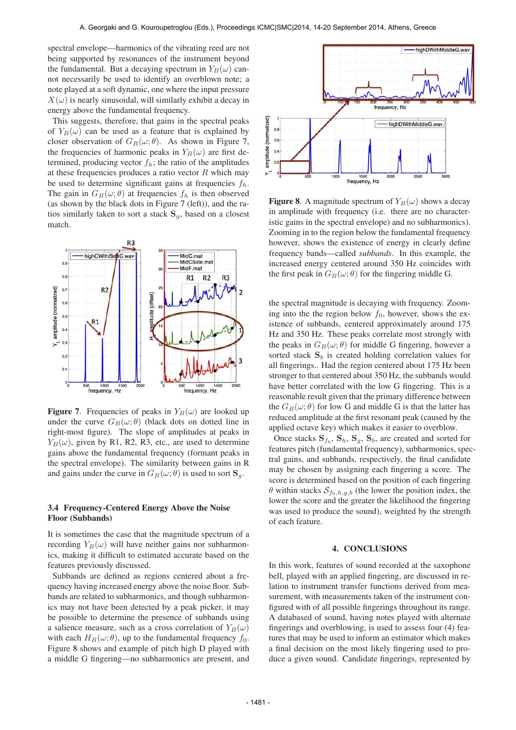spectral envelope—harmonics of the vibrating reed are not being supported by resonances of the instrument beyond the fundamental. But a decaying spectrum in $Y_B(\omega)$ cannot necessarily be used to identify an overblown note; a note played at a soft dynamic, one where the input pressure $X(\omega)$ is nearly sinusoidal, will similarly exhibit a decay in energy above the fundamental frequency.

This suggests, therefore, that gains in the spectral peaks of $Y_B(\omega)$ can be used as a feature that is explained by closer observation of $G_B(\omega; \theta)$. As shown in Figure 7, the frequencies of harmonic peaks in $Y_B(\omega)$ are first determined, producing vector $f_h$; the ratio of the amplitudes at these frequencies produces a ratio vector $R$ which may be used to determine significant gains at frequencies $f_h$. The gain in $G_B(\omega; \theta)$ at frequencies $f_h$ is then observed (as shown by the black dots in Figure 7 (left)), and the ratios similarly taken to sort a stack $\mathbf{S}_g$, based on a closest match.

**Figure 7**. Frequencies of peaks in $Y_B(\omega)$ are looked up under the curve $G_B(\omega; \theta)$ (black dots on dotted line in right-most figure). The slope of amplitudes at peaks in $Y_B(\omega)$, given by R1, R2, R3, etc., are used to determine gains above the fundamental frequency (formant peaks in the spectral envelope). The similarity between gains in R and gains under the curve in $G_B(\omega; \theta)$ is used to sort $\mathbf{S}_g$.

### 3.4 Frequency-Centered Energy Above the Noise Floor (Subbands)

It is sometimes the case that the magnitude spectrum of a recording $Y_B(\omega)$ will have neither gains nor subharmonics, making it difficult to estimated accurate based on the features previously discussed.

Subbands are defined as regions centered about a frequency having increased energy above the noise floor. Subbands are related to subharmonics, and though subharmonics may not have been detected by a peak picker, it may be possible to determine the presence of subbands using a salience measure, such as a cross correlation of $Y_B(\omega)$ with each $H_B(\omega; \theta)$, up to the fundamental frequency $f_0$. Figure 8 shows and example of pitch high D played with a middle G fingering—no subharmonics are present, and

**Figure 8**. A magnitude spectrum of $Y_B(\omega)$ shows a decay in amplitude with frequency (i.e. there are no characteristic gains in the spectral envelope) and no subharmonics). Zooming in to the region below the fundamental frequency however, shows the existence of energy in clearly define frequency bands—called *subbands*. In this example, the increased energy centered around 350 Hz coincides with the first peak in $G_B(\omega; \theta)$ for the fingering middle G.

the spectral magnitude is decaying with frequency. Zooming into the the region below $f_0$, however, shows the existence of subbands, centered approximately around 175 Hz and 350 Hz. These peaks correlate most strongly with the peaks in $G_B(\omega; \theta)$ for middle G fingering, however a sorted stack $\mathbf{S}_b$ is created holding correlation values for all fingerings.. Had the region centered about 175 Hz been stronger to that centered about 350 Hz, the subbands would have better correlated with the low G fingering. This is a reasonable result given that the primary difference between the $G_B(\omega; \theta)$ for low G and middle G is that the latter has reduced amplitude at the first resonant peak (caused by the applied octave key) which makes it easier to overblow.

Once stacks $\mathbf{S}_{f_0}$, $\mathbf{S}_h$, $\mathbf{S}_g$, $\mathbf{S}_b$, are created and sorted for features pitch (fundamental frequency), subharmonics, spectral gains, and subbands, respectively, the final candidate may be chosen by assigning each fingering a score. The score is determined based on the position of each fingering $\theta$ within stacks $\mathcal{S}_{f_0,h,g,b}$ (the lower the position index, the lower the score and the greater the likelihood the fingering was used to produce the sound), weighted by the strength of each feature.

## 4. CONCLUSIONS

In this work, features of sound recorded at the saxophone bell, played with an applied fingering, are discussed in relation to instrument transfer functions derived from measurement, with measurements taken of the instrument configured with of all possible fingerings throughout its range. A databased of sound, having notes played with alternate fingerings and overblowing, is used to assess four (4) features that may be used to inform an estimator which makes a final decision on the most likely fingering used to produce a given sound. Candidate fingerings, represented by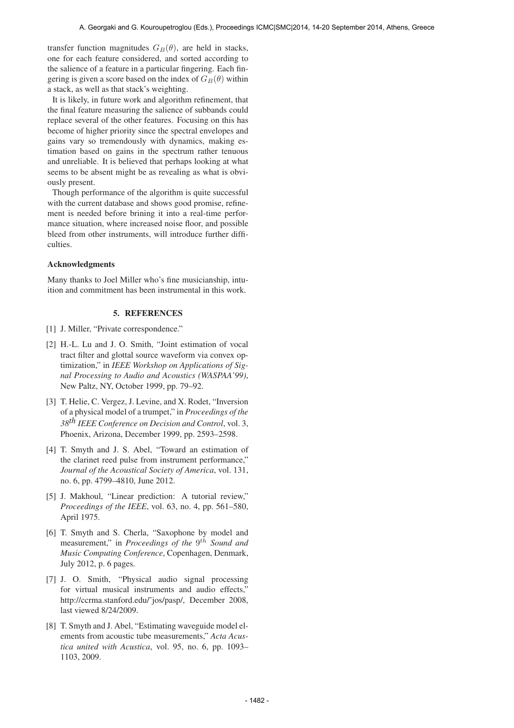transfer function magnitudes $G_B(\theta)$, are held in stacks, one for each feature considered, and sorted according to the salience of a feature in a particular fingering. Each fingering is given a score based on the index of $G_B(\theta)$ within a stack, as well as that stack's weighting.

It is likely, in future work and algorithm refinement, that the final feature measuring the salience of subbands could replace several of the other features. Focusing on this has become of higher priority since the spectral envelopes and gains vary so tremendously with dynamics, making estimation based on gains in the spectrum rather tenuous and unreliable. It is believed that perhaps looking at what seems to be absent might be as revealing as what is obviously present.

Though performance of the algorithm is quite successful with the current database and shows good promise, refinement is needed before brining it into a real-time performance situation, where increased noise floor, and possible bleed from other instruments, will introduce further difficulties.

### Acknowledgments

Many thanks to Joel Miller who's fine musicianship, intuition and commitment has been instrumental in this work.

## 5. REFERENCES

[1] J. Miller, "Private correspondence."

[2] H.-L. Lu and J. O. Smith, "Joint estimation of vocal tract filter and glottal source waveform via convex optimization," in *IEEE Workshop on Applications of Signal Processing to Audio and Acoustics (WASPAA'99)*, New Paltz, NY, October 1999, pp. 79–92.

[3] T. Helie, C. Vergez, J. Levine, and X. Rodet, "Inversion of a physical model of a trumpet," in *Proceedings of the 38th IEEE Conference on Decision and Control*, vol. 3, Phoenix, Arizona, December 1999, pp. 2593–2598.

[4] T. Smyth and J. S. Abel, "Toward an estimation of the clarinet reed pulse from instrument performance," *Journal of the Acoustical Society of America*, vol. 131, no. 6, pp. 4799–4810, June 2012.

[5] J. Makhoul, "Linear prediction: A tutorial review," *Proceedings of the IEEE*, vol. 63, no. 4, pp. 561–580, April 1975.

[6] T. Smyth and S. Cherla, "Saxophone by model and measurement," in *Proceedings of the 9th Sound and Music Computing Conference*, Copenhagen, Denmark, July 2012, p. 6 pages.

[7] J. O. Smith, "Physical audio signal processing for virtual musical instruments and audio effects," http://ccrma.stanford.edu/˜jos/pasp/, December 2008, last viewed 8/24/2009.

[8] T. Smyth and J. Abel, "Estimating waveguide model elements from acoustic tube measurements," *Acta Acustica united with Acustica*, vol. 95, no. 6, pp. 1093–1103, 2009.